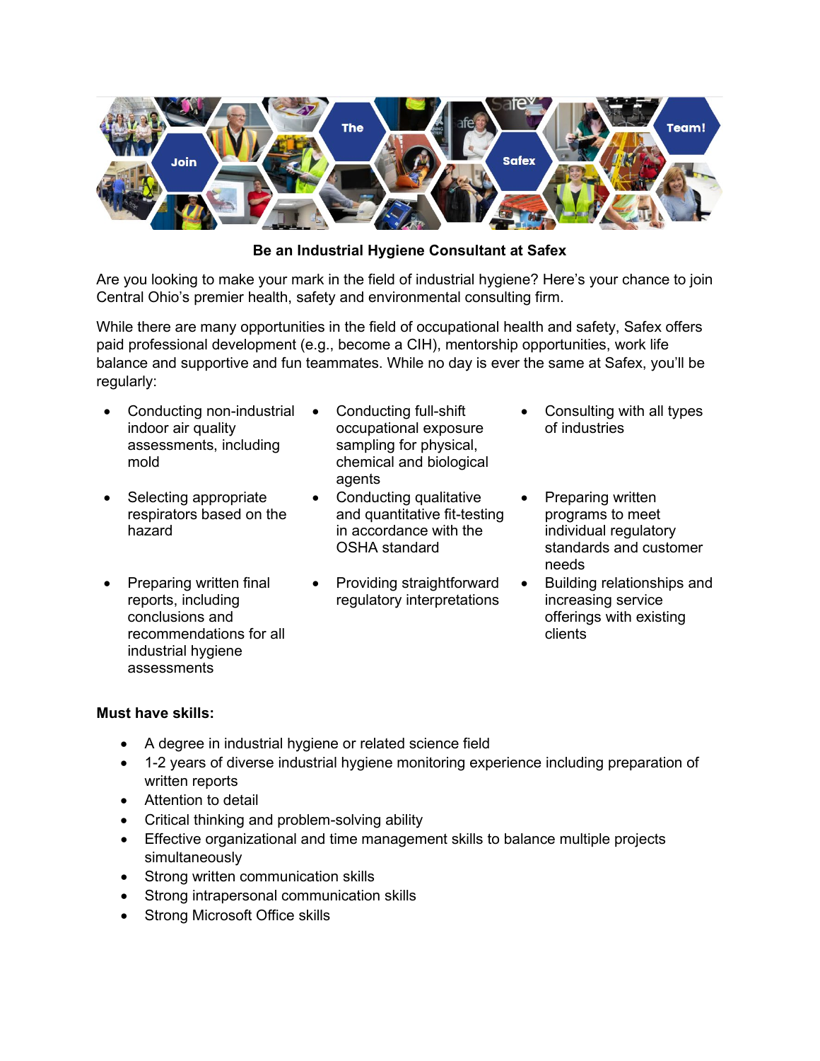**Be an Industrial Hygiene Consultant at Safex**

Are you looking to make your mark in the field of industrial hygiene? Here's your chance to join Central Ohio's premier health, safety and environmental consulting firm.

While there are many opportunities in the field of occupational health and safety, Safex offers paid professional development (e.g., become a CIH), mentorship opportunities, work life balance and supportive and fun teammates. While no day is ever the same at Safex, you'll be regularly:

- Conducting non-industrial indoor air quality assessments, including mold
- Conducting full-shift occupational exposure sampling for physical, chemical and biological agents
- Consulting with all types of industries
- Selecting appropriate respirators based on the hazard
- Conducting qualitative and quantitative fit-testing in accordance with the OSHA standard
- Preparing written programs to meet individual regulatory standards and customer needs
- Preparing written final reports, including conclusions and recommendations for all industrial hygiene assessments
- Providing straightforward regulatory interpretations
- Building relationships and increasing service offerings with existing clients

**Must have skills:**

- A degree in industrial hygiene or related science field
- 1-2 years of diverse industrial hygiene monitoring experience including preparation of written reports
- Attention to detail
- Critical thinking and problem-solving ability
- Effective organizational and time management skills to balance multiple projects simultaneously
- Strong written communication skills
- Strong intrapersonal communication skills
- Strong Microsoft Office skills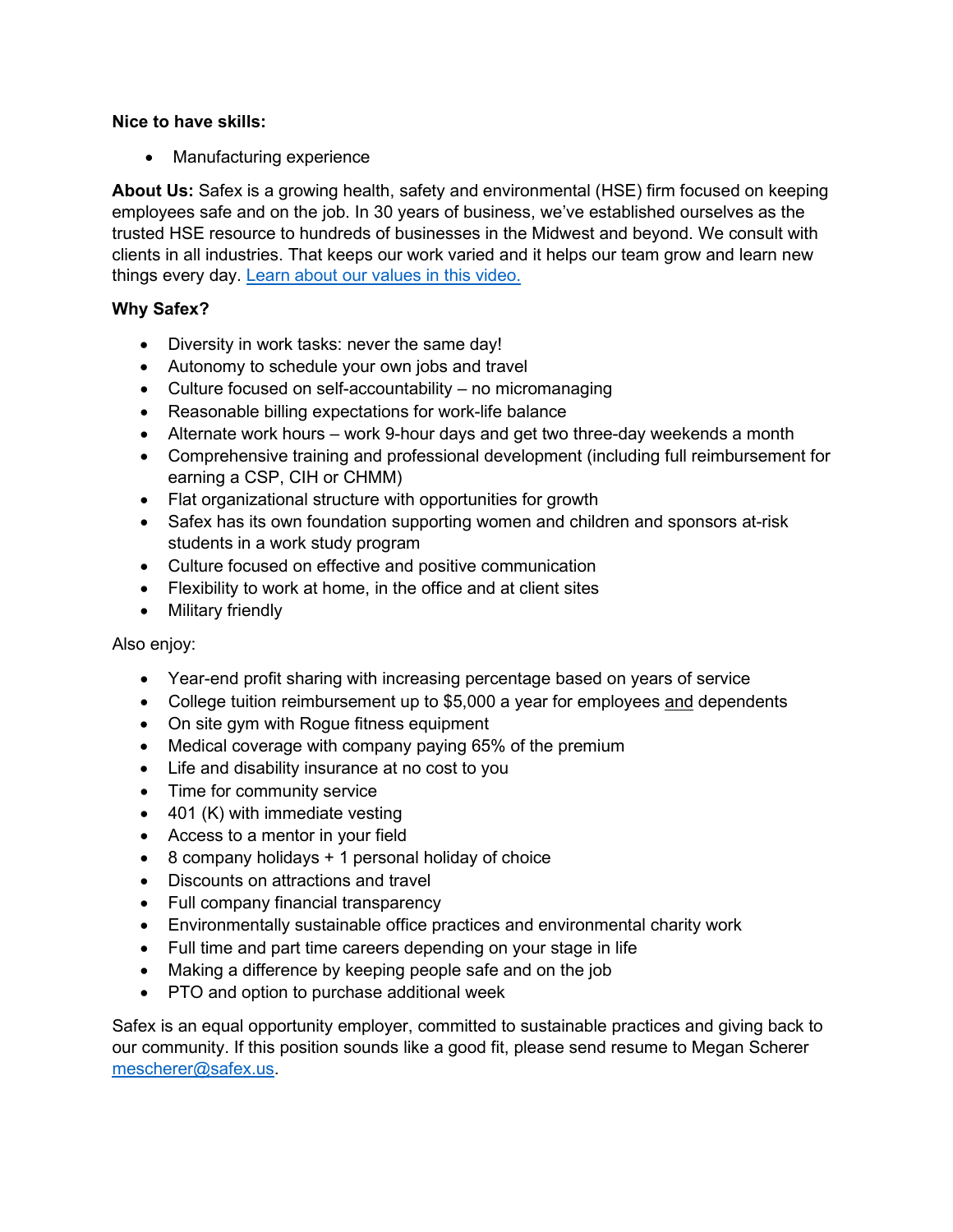**Nice to have skills:**

- Manufacturing experience

**About Us:** Safex is a growing health, safety and environmental (HSE) firm focused on keeping employees safe and on the job. In 30 years of business, we've established ourselves as the trusted HSE resource to hundreds of businesses in the Midwest and beyond. We consult with clients in all industries. That keeps our work varied and it helps our team grow and learn new things every day. [Learn about our values in this video.]

**Why Safex?**

- Diversity in work tasks: never the same day!
- Autonomy to schedule your own jobs and travel
- Culture focused on self-accountability – no micromanaging
- Reasonable billing expectations for work-life balance
- Alternate work hours – work 9-hour days and get two three-day weekends a month
- Comprehensive training and professional development (including full reimbursement for earning a CSP, CIH or CHMM)
- Flat organizational structure with opportunities for growth
- Safex has its own foundation supporting women and children and sponsors at-risk students in a work study program
- Culture focused on effective and positive communication
- Flexibility to work at home, in the office and at client sites
- Military friendly

Also enjoy:

- Year-end profit sharing with increasing percentage based on years of service
- College tuition reimbursement up to $5,000 a year for employees and dependents
- On site gym with Rogue fitness equipment
- Medical coverage with company paying 65% of the premium
- Life and disability insurance at no cost to you
- Time for community service
- 401 (K) with immediate vesting
- Access to a mentor in your field
- 8 company holidays + 1 personal holiday of choice
- Discounts on attractions and travel
- Full company financial transparency
- Environmentally sustainable office practices and environmental charity work
- Full time and part time careers depending on your stage in life
- Making a difference by keeping people safe and on the job
- PTO and option to purchase additional week

Safex is an equal opportunity employer, committed to sustainable practices and giving back to our community. If this position sounds like a good fit, please send resume to Megan Scherer mescherer@safex.us.